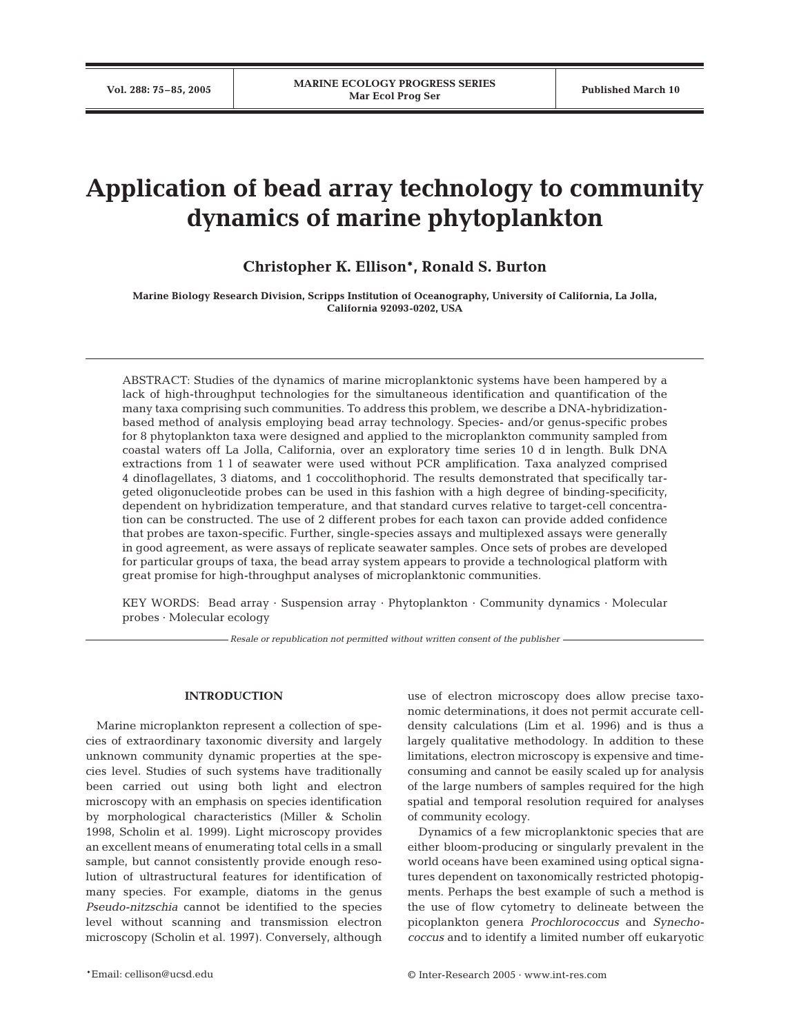# Application of bead array technology to community dynamics of marine phytoplankton

**Christopher K. Ellison\*, Ronald S. Burton**

**Marine Biology Research Division, Scripps Institution of Oceanography, University of California, La Jolla, California 92093-0202, USA**

ABSTRACT: Studies of the dynamics of marine microplanktonic systems have been hampered by a lack of high-throughput technologies for the simultaneous identification and quantification of the many taxa comprising such communities. To address this problem, we describe a DNA-hybridization-based method of analysis employing bead array technology. Species- and/or genus-specific probes for 8 phytoplankton taxa were designed and applied to the microplankton community sampled from coastal waters off La Jolla, California, over an exploratory time series 10 d in length. Bulk DNA extractions from 1 l of seawater were used without PCR amplification. Taxa analyzed comprised 4 dinoflagellates, 3 diatoms, and 1 coccolithophorid. The results demonstrated that specifically targeted oligonucleotide probes can be used in this fashion with a high degree of binding-specificity, dependent on hybridization temperature, and that standard curves relative to target-cell concentration can be constructed. The use of 2 different probes for each taxon can provide added confidence that probes are taxon-specific. Further, single-species assays and multiplexed assays were generally in good agreement, as were assays of replicate seawater samples. Once sets of probes are developed for particular groups of taxa, the bead array system appears to provide a technological platform with great promise for high-throughput analyses of microplanktonic communities.

KEY WORDS: Bead array · Suspension array · Phytoplankton · Community dynamics · Molecular probes · Molecular ecology

*Resale or republication not permitted without written consent of the publisher*

## INTRODUCTION

Marine microplankton represent a collection of species of extraordinary taxonomic diversity and largely unknown community dynamic properties at the species level. Studies of such systems have traditionally been carried out using both light and electron microscopy with an emphasis on species identification by morphological characteristics (Miller & Scholin 1998, Scholin et al. 1999). Light microscopy provides an excellent means of enumerating total cells in a small sample, but cannot consistently provide enough resolution of ultrastructural features for identification of many species. For example, diatoms in the genus *Pseudo-nitzschia* cannot be identified to the species level without scanning and transmission electron microscopy (Scholin et al. 1997). Conversely, although use of electron microscopy does allow precise taxonomic determinations, it does not permit accurate cell-density calculations (Lim et al. 1996) and is thus a largely qualitative methodology. In addition to these limitations, electron microscopy is expensive and time-consuming and cannot be easily scaled up for analysis of the large numbers of samples required for the high spatial and temporal resolution required for analyses of community ecology.

Dynamics of a few microplanktonic species that are either bloom-producing or singularly prevalent in the world oceans have been examined using optical signatures dependent on taxonomically restricted photopigments. Perhaps the best example of such a method is the use of flow cytometry to delineate between the picoplankton genera *Prochlorococcus* and *Synechococcus* and to identify a limited number off eukaryotic

\*Email: cellison@ucsd.edu

© Inter-Research 2005 · www.int-res.com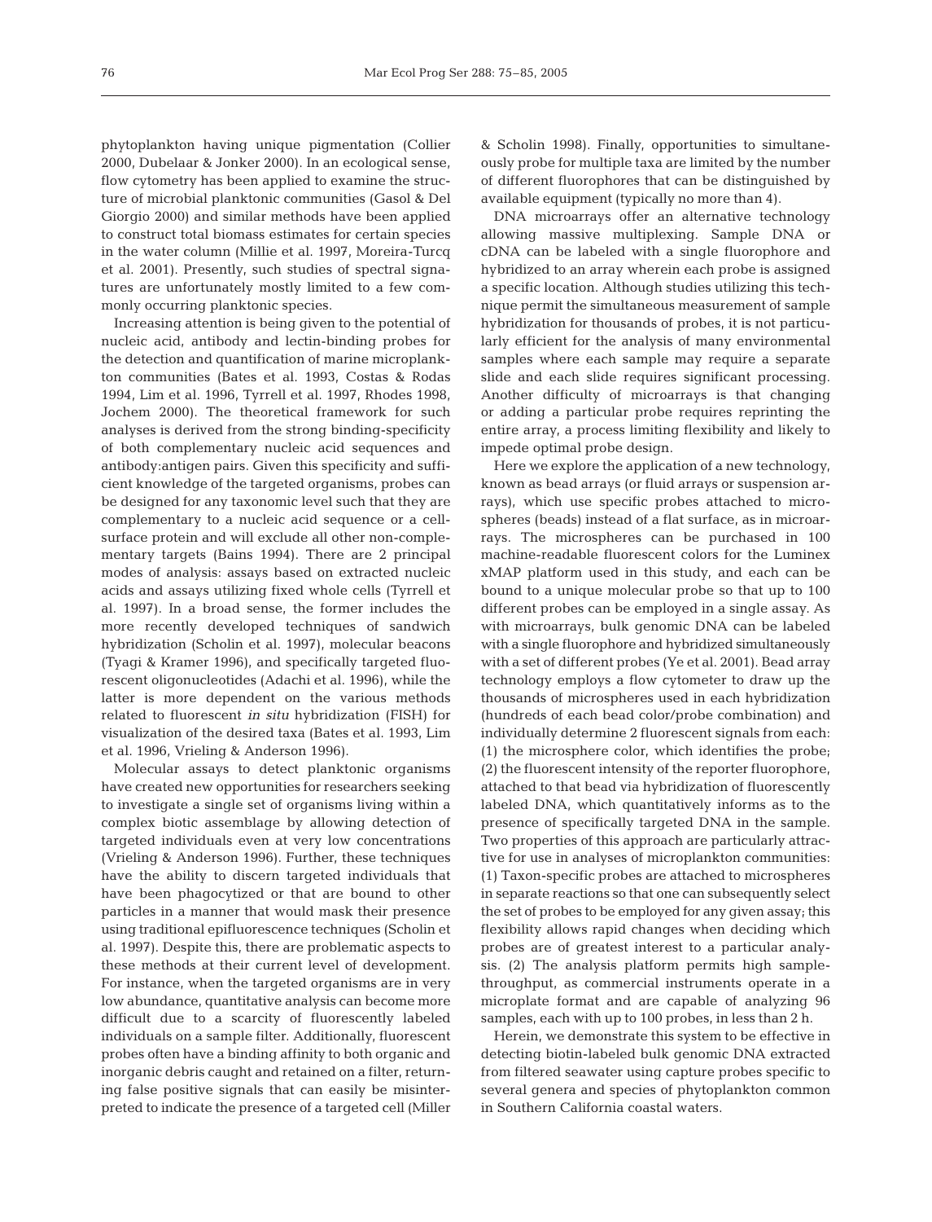phytoplankton having unique pigmentation (Collier 2000, Dubelaar & Jonker 2000). In an ecological sense, flow cytometry has been applied to examine the structure of microbial planktonic communities (Gasol & Del Giorgio 2000) and similar methods have been applied to construct total biomass estimates for certain species in the water column (Millie et al. 1997, Moreira-Turcq et al. 2001). Presently, such studies of spectral signatures are unfortunately mostly limited to a few commonly occurring planktonic species.

Increasing attention is being given to the potential of nucleic acid, antibody and lectin-binding probes for the detection and quantification of marine microplankton communities (Bates et al. 1993, Costas & Rodas 1994, Lim et al. 1996, Tyrrell et al. 1997, Rhodes 1998, Jochem 2000). The theoretical framework for such analyses is derived from the strong binding-specificity of both complementary nucleic acid sequences and antibody:antigen pairs. Given this specificity and sufficient knowledge of the targeted organisms, probes can be designed for any taxonomic level such that they are complementary to a nucleic acid sequence or a cell-surface protein and will exclude all other non-complementary targets (Bains 1994). There are 2 principal modes of analysis: assays based on extracted nucleic acids and assays utilizing fixed whole cells (Tyrrell et al. 1997). In a broad sense, the former includes the more recently developed techniques of sandwich hybridization (Scholin et al. 1997), molecular beacons (Tyagi & Kramer 1996), and specifically targeted fluorescent oligonucleotides (Adachi et al. 1996), while the latter is more dependent on the various methods related to fluorescent *in situ* hybridization (FISH) for visualization of the desired taxa (Bates et al. 1993, Lim et al. 1996, Vrieling & Anderson 1996).

Molecular assays to detect planktonic organisms have created new opportunities for researchers seeking to investigate a single set of organisms living within a complex biotic assemblage by allowing detection of targeted individuals even at very low concentrations (Vrieling & Anderson 1996). Further, these techniques have the ability to discern targeted individuals that have been phagocytized or that are bound to other particles in a manner that would mask their presence using traditional epifluorescence techniques (Scholin et al. 1997). Despite this, there are problematic aspects to these methods at their current level of development. For instance, when the targeted organisms are in very low abundance, quantitative analysis can become more difficult due to a scarcity of fluorescently labeled individuals on a sample filter. Additionally, fluorescent probes often have a binding affinity to both organic and inorganic debris caught and retained on a filter, returning false positive signals that can easily be misinterpreted to indicate the presence of a targeted cell (Miller & Scholin 1998). Finally, opportunities to simultaneously probe for multiple taxa are limited by the number of different fluorophores that can be distinguished by available equipment (typically no more than 4).

DNA microarrays offer an alternative technology allowing massive multiplexing. Sample DNA or cDNA can be labeled with a single fluorophore and hybridized to an array wherein each probe is assigned a specific location. Although studies utilizing this technique permit the simultaneous measurement of sample hybridization for thousands of probes, it is not particularly efficient for the analysis of many environmental samples where each sample may require a separate slide and each slide requires significant processing. Another difficulty of microarrays is that changing or adding a particular probe requires reprinting the entire array, a process limiting flexibility and likely to impede optimal probe design.

Here we explore the application of a new technology, known as bead arrays (or fluid arrays or suspension arrays), which use specific probes attached to microspheres (beads) instead of a flat surface, as in microarrays. The microspheres can be purchased in 100 machine-readable fluorescent colors for the Luminex xMAP platform used in this study, and each can be bound to a unique molecular probe so that up to 100 different probes can be employed in a single assay. As with microarrays, bulk genomic DNA can be labeled with a single fluorophore and hybridized simultaneously with a set of different probes (Ye et al. 2001). Bead array technology employs a flow cytometer to draw up the thousands of microspheres used in each hybridization (hundreds of each bead color/probe combination) and individually determine 2 fluorescent signals from each: (1) the microsphere color, which identifies the probe; (2) the fluorescent intensity of the reporter fluorophore, attached to that bead via hybridization of fluorescently labeled DNA, which quantitatively informs as to the presence of specifically targeted DNA in the sample. Two properties of this approach are particularly attractive for use in analyses of microplankton communities: (1) Taxon-specific probes are attached to microspheres in separate reactions so that one can subsequently select the set of probes to be employed for any given assay; this flexibility allows rapid changes when deciding which probes are of greatest interest to a particular analysis. (2) The analysis platform permits high sample-throughput, as commercial instruments operate in a microplate format and are capable of analyzing 96 samples, each with up to 100 probes, in less than 2 h.

Herein, we demonstrate this system to be effective in detecting biotin-labeled bulk genomic DNA extracted from filtered seawater using capture probes specific to several genera and species of phytoplankton common in Southern California coastal waters.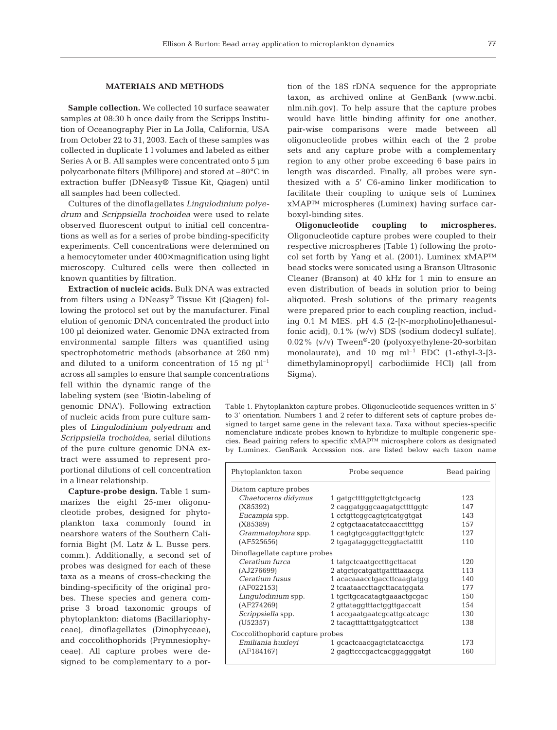## MATERIALS AND METHODS

**Sample collection.** We collected 10 surface seawater samples at 08:30 h once daily from the Scripps Institution of Oceanography Pier in La Jolla, California, USA from October 22 to 31, 2003. Each of these samples was collected in duplicate 1 l volumes and labeled as either Series A or B. All samples were concentrated onto 5 µm polycarbonate filters (Millipore) and stored at –80°C in extraction buffer (DNeasy® Tissue Kit, Qiagen) until all samples had been collected.

Cultures of the dinoflagellates *Lingulodinium polyedrum* and *Scrippsiella trochoidea* were used to relate observed fluorescent output to initial cell concentrations as well as for a series of probe binding-specificity experiments. Cell concentrations were determined on a hemocytometer under 400× magnification using light microscopy. Cultured cells were then collected in known quantities by filtration.

**Extraction of nucleic acids.** Bulk DNA was extracted from filters using a DNeasy® Tissue Kit (Qiagen) following the protocol set out by the manufacturer. Final elution of genomic DNA concentrated the product into 100 µl deionized water. Genomic DNA extracted from environmental sample filters was quantified using spectrophotometric methods (absorbance at 260 nm) and diluted to a uniform concentration of 15 ng µl$^{-1}$ across all samples to ensure that sample concentrations fell within the dynamic range of the labeling system (see 'Biotin-labeling of genomic DNA'). Following extraction of nucleic acids from pure culture samples of *Lingulodinium polyedrum* and *Scrippsiella trochoidea*, serial dilutions of the pure culture genomic DNA extract were assumed to represent proportional dilutions of cell concentration in a linear relationship.

**Capture-probe design.** Table 1 summarizes the eight 25-mer oligonucleotide probes, designed for phytoplankton taxa commonly found in nearshore waters of the Southern California Bight (M. Latz & L. Busse pers. comm.). Additionally, a second set of probes was designed for each of these taxa as a means of cross-checking the binding-specificity of the original probes. These species and genera comprise 3 broad taxonomic groups of phytoplankton: diatoms (Bacillariophyceae), dinoflagellates (Dinophyceae), and coccolithophorids (Prymnesiophyceae). All capture probes were designed to be complementary to a portion of the 18S rDNA sequence for the appropriate taxon, as archived online at GenBank (www.ncbi.nlm.nih.gov). To help assure that the capture probes would have little binding affinity for one another, pair-wise comparisons were made between all oligonucleotide probes within each of the 2 probe sets and any capture probe with a complementary region to any other probe exceeding 6 base pairs in length was discarded. Finally, all probes were synthesized with a 5' C6-amino linker modification to facilitate their coupling to unique sets of Luminex xMAP™ microspheres (Luminex) having surface carboxyl-binding sites.

**Oligonucleotide coupling to microspheres.** Oligonucleotide capture probes were coupled to their respective microspheres (Table 1) following the protocol set forth by Yang et al. (2001). Luminex xMAP™ bead stocks were sonicated using a Branson Ultrasonic Cleaner (Branson) at 40 kHz for 1 min to ensure an even distribution of beads in solution prior to being aliquoted. Fresh solutions of the primary reagents were prepared prior to each coupling reaction, including 0.1 M MES, pH 4.5 (2-[N-morpholino]ethanesulfonic acid), 0.1% (w/v) SDS (sodium dodecyl sulfate), 0.02% (v/v) Tween®-20 (polyoxyethylene-20-sorbitan monolaurate), and 10 mg ml$^{-1}$ EDC (1-ethyl-3-[3-dimethylaminopropyl] carbodiimide HCl) (all from Sigma).

Table 1. Phytoplankton capture probes. Oligonucleotide sequences written in 5' to 3' orientation. Numbers 1 and 2 refer to different sets of capture probes designed to target same gene in the relevant taxa. Taxa without species-specific nomenclature indicate probes known to hybridize to multiple congeneric species. Bead pairing refers to specific xMAP™ microsphere colors as designated by Luminex. GenBank Accession nos. are listed below each taxon name

| Phytoplankton taxon | Probe sequence | Bead pairing |
|---|---|---|
| Diatom capture probes | | |
| *Chaetoceros didymus* | 1 gatgcttttggtcttgtctgcactg | 123 |
| (X85392) | 2 caggatgggcaagatgcttttggtc | 147 |
| *Eucampia* spp. | 1 cctgttcggcagtgtcatggtgat | 143 |
| (X85389) | 2 cgtgctaacatatccaaccttttgg | 157 |
| *Grammatophora* spp. | 1 cagtgtgcaggtacttggttgtctc | 127 |
| (AF525656) | 2 tgagatagggcttcggtactatttt | 110 |
| Dinoflagellate capture probes | | |
| *Ceratium furca* | 1 tatgctcaatgcctttgcttacat | 120 |
| (AJ276699) | 2 atgctgcatgattgattttaaacga | 113 |
| *Ceratium fusus* | 1 acacaaacctgaccttcaagtatgg | 140 |
| (AF022153) | 2 tcaataaccttagcttacatggata | 177 |
| *Lingulodinium* spp. | 1 tgcttgcacatagtgaaactgcgac | 150 |
| (AF274269) | 2 gttataggtttactggttgaccatt | 154 |
| *Scrippsiella* spp. | 1 accgaatgaatcgcattgcatcagc | 130 |
| (U52357) | 2 tacagtttatttgatggtcattcct | 138 |
| Coccolithophorid capture probes | | |
| *Emiliania huxleyi* | 1 gcactcaacgagtctatcacctga | 173 |
| (AF184167) | 2 gagttcccgactcacggagggatgt | 160 |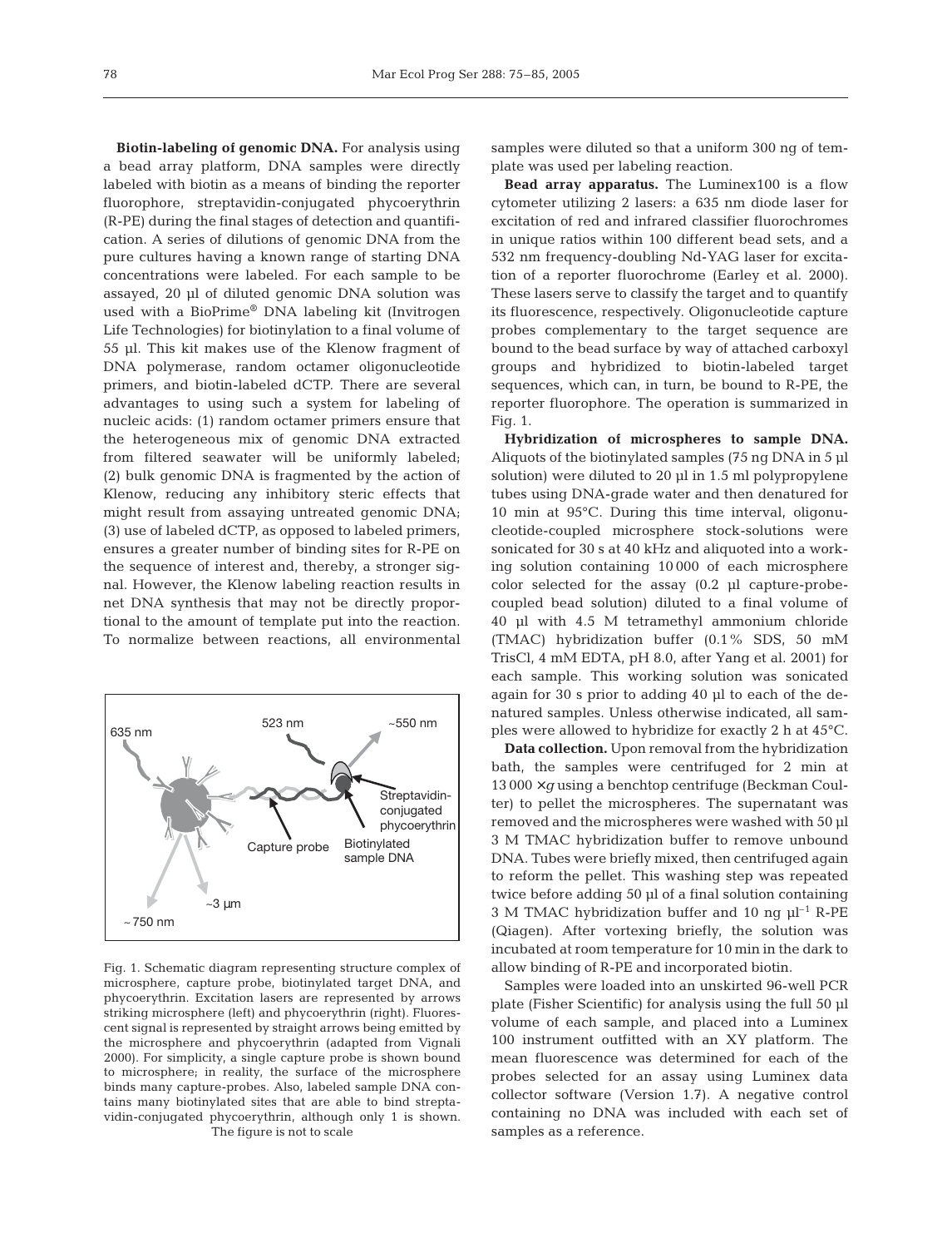**Biotin-labeling of genomic DNA.** For analysis using a bead array platform, DNA samples were directly labeled with biotin as a means of binding the reporter fluorophore, streptavidin-conjugated phycoerythrin (R-PE) during the final stages of detection and quantification. A series of dilutions of genomic DNA from the pure cultures having a known range of starting DNA concentrations were labeled. For each sample to be assayed, 20 µl of diluted genomic DNA solution was used with a BioPrime® DNA labeling kit (Invitrogen Life Technologies) for biotinylation to a final volume of 55 µl. This kit makes use of the Klenow fragment of DNA polymerase, random octamer oligonucleotide primers, and biotin-labeled dCTP. There are several advantages to using such a system for labeling of nucleic acids: (1) random octamer primers ensure that the heterogeneous mix of genomic DNA extracted from filtered seawater will be uniformly labeled; (2) bulk genomic DNA is fragmented by the action of Klenow, reducing any inhibitory steric effects that might result from assaying untreated genomic DNA; (3) use of labeled dCTP, as opposed to labeled primers, ensures a greater number of binding sites for R-PE on the sequence of interest and, thereby, a stronger signal. However, the Klenow labeling reaction results in net DNA synthesis that may not be directly proportional to the amount of template put into the reaction. To normalize between reactions, all environmental samples were diluted so that a uniform 300 ng of template was used per labeling reaction.

Fig. 1. Schematic diagram representing structure complex of microsphere, capture probe, biotinylated target DNA, and phycoerythrin. Excitation lasers are represented by arrows striking microsphere (left) and phycoerythrin (right). Fluorescent signal is represented by straight arrows being emitted by the microsphere and phycoerythrin (adapted from Vignali 2000). For simplicity, a single capture probe is shown bound to microsphere; in reality, the surface of the microsphere binds many capture-probes. Also, labeled sample DNA contains many biotinylated sites that are able to bind streptavidin-conjugated phycoerythrin, although only 1 is shown. The figure is not to scale

**Bead array apparatus.** The Luminex100 is a flow cytometer utilizing 2 lasers: a 635 nm diode laser for excitation of red and infrared classifier fluorochromes in unique ratios within 100 different bead sets, and a 532 nm frequency-doubling Nd-YAG laser for excitation of a reporter fluorochrome (Earley et al. 2000). These lasers serve to classify the target and to quantify its fluorescence, respectively. Oligonucleotide capture probes complementary to the target sequence are bound to the bead surface by way of attached carboxyl groups and hybridized to biotin-labeled target sequences, which can, in turn, be bound to R-PE, the reporter fluorophore. The operation is summarized in Fig. 1.

**Hybridization of microspheres to sample DNA.** Aliquots of the biotinylated samples (75 ng DNA in 5 µl solution) were diluted to 20 µl in 1.5 ml polypropylene tubes using DNA-grade water and then denatured for 10 min at 95°C. During this time interval, oligonucleotide-coupled microsphere stock-solutions were sonicated for 30 s at 40 kHz and aliquoted into a working solution containing 10 000 of each microsphere color selected for the assay (0.2 µl capture-probe-coupled bead solution) diluted to a final volume of 40 µl with 4.5 M tetramethyl ammonium chloride (TMAC) hybridization buffer (0.1% SDS, 50 mM TrisCl, 4 mM EDTA, pH 8.0, after Yang et al. 2001) for each sample. This working solution was sonicated again for 30 s prior to adding 40 µl to each of the denatured samples. Unless otherwise indicated, all samples were allowed to hybridize for exactly 2 h at 45°C.

**Data collection.** Upon removal from the hybridization bath, the samples were centrifuged for 2 min at 13 000 × *g* using a benchtop centrifuge (Beckman Coulter) to pellet the microspheres. The supernatant was removed and the microspheres were washed with 50 µl 3 M TMAC hybridization buffer to remove unbound DNA. Tubes were briefly mixed, then centrifuged again to reform the pellet. This washing step was repeated twice before adding 50 µl of a final solution containing 3 M TMAC hybridization buffer and 10 ng $\mu l^{-1}$ R-PE (Qiagen). After vortexing briefly, the solution was incubated at room temperature for 10 min in the dark to allow binding of R-PE and incorporated biotin.

Samples were loaded into an unskirted 96-well PCR plate (Fisher Scientific) for analysis using the full 50 µl volume of each sample, and placed into a Luminex 100 instrument outfitted with an XY platform. The mean fluorescence was determined for each of the probes selected for an assay using Luminex data collector software (Version 1.7). A negative control containing no DNA was included with each set of samples as a reference.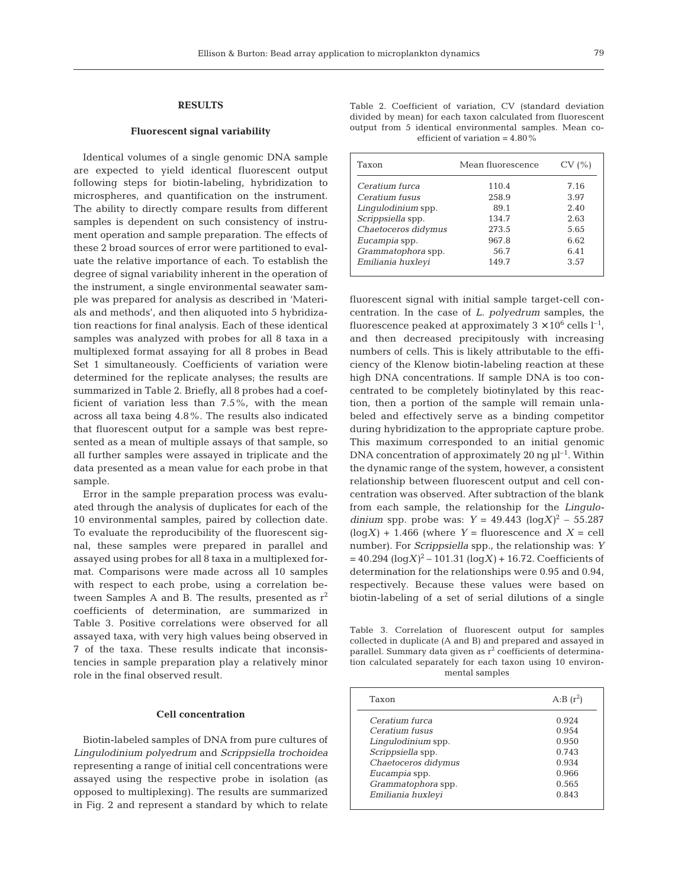## RESULTS

### Fluorescent signal variability

Identical volumes of a single genomic DNA sample are expected to yield identical fluorescent output following steps for biotin-labeling, hybridization to microspheres, and quantification on the instrument. The ability to directly compare results from different samples is dependent on such consistency of instrument operation and sample preparation. The effects of these 2 broad sources of error were partitioned to evaluate the relative importance of each. To establish the degree of signal variability inherent in the operation of the instrument, a single environmental seawater sample was prepared for analysis as described in 'Materials and methods', and then aliquoted into 5 hybridization reactions for final analysis. Each of these identical samples was analyzed with probes for all 8 taxa in a multiplexed format assaying for all 8 probes in Bead Set 1 simultaneously. Coefficients of variation were determined for the replicate analyses; the results are summarized in Table 2. Briefly, all 8 probes had a coefficient of variation less than 7.5%, with the mean across all taxa being 4.8%. The results also indicated that fluorescent output for a sample was best represented as a mean of multiple assays of that sample, so all further samples were assayed in triplicate and the data presented as a mean value for each probe in that sample.

Error in the sample preparation process was evaluated through the analysis of duplicates for each of the 10 environmental samples, paired by collection date. To evaluate the reproducibility of the fluorescent signal, these samples were prepared in parallel and assayed using probes for all 8 taxa in a multiplexed format. Comparisons were made across all 10 samples with respect to each probe, using a correlation between Samples A and B. The results, presented as $r^2$ coefficients of determination, are summarized in Table 3. Positive correlations were observed for all assayed taxa, with very high values being observed in 7 of the taxa. These results indicate that inconsistencies in sample preparation play a relatively minor role in the final observed result.

### Cell concentration

Biotin-labeled samples of DNA from pure cultures of *Lingulodinium polyedrum* and *Scrippsiella trochoidea* representing a range of initial cell concentrations were assayed using the respective probe in isolation (as opposed to multiplexing). The results are summarized in Fig. 2 and represent a standard by which to relate fluorescent signal with initial sample target-cell concentration. In the case of *L. polyedrum* samples, the fluorescence peaked at approximately $3 \times 10^6$ cells $l^{-1}$, and then decreased precipitously with increasing numbers of cells. This is likely attributable to the efficiency of the Klenow biotin-labeling reaction at these high DNA concentrations. If sample DNA is too concentrated to be completely biotinylated by this reaction, then a portion of the sample will remain unlabeled and effectively serve as a binding competitor during hybridization to the appropriate capture probe. This maximum corresponded to an initial genomic DNA concentration of approximately 20 ng $\mu l^{-1}$. Within the dynamic range of the system, however, a consistent relationship between fluorescent output and cell concentration was observed. After subtraction of the blank from each sample, the relationship for the *Lingulodinium* spp. probe was: $Y = 49.443\ (\log X)^2 - 55.287\ (\log X) + 1.466$ (where $Y$ = fluorescence and $X$ = cell number). For *Scrippsiella* spp., the relationship was: $Y = 40.294\ (\log X)^2 - 101.31\ (\log X) + 16.72$. Coefficients of determination for the relationships were 0.95 and 0.94, respectively. Because these values were based on biotin-labeling of a set of serial dilutions of a single

Table 2. Coefficient of variation, CV (standard deviation divided by mean) for each taxon calculated from fluorescent output from 5 identical environmental samples. Mean coefficient of variation = 4.80%

| Taxon | Mean fluorescence | CV (%) |
|---|---|---|
| *Ceratium furca* | 110.4 | 7.16 |
| *Ceratium fusus* | 258.9 | 3.97 |
| *Lingulodinium* spp. | 89.1 | 2.40 |
| *Scrippsiella* spp. | 134.7 | 2.63 |
| *Chaetoceros didymus* | 273.5 | 5.65 |
| *Eucampia* spp. | 967.8 | 6.62 |
| *Grammatophora* spp. | 56.7 | 6.41 |
| *Emiliania huxleyi* | 149.7 | 3.57 |

Table 3. Correlation of fluorescent output for samples collected in duplicate (A and B) and prepared and assayed in parallel. Summary data given as $r^2$ coefficients of determination calculated separately for each taxon using 10 environmental samples

| Taxon | A:B ($r^2$) |
|---|---|
| *Ceratium furca* | 0.924 |
| *Ceratium fusus* | 0.954 |
| *Lingulodinium* spp. | 0.950 |
| *Scrippsiella* spp. | 0.743 |
| *Chaetoceros didymus* | 0.934 |
| *Eucampia* spp. | 0.966 |
| *Grammatophora* spp. | 0.565 |
| *Emiliania huxleyi* | 0.843 |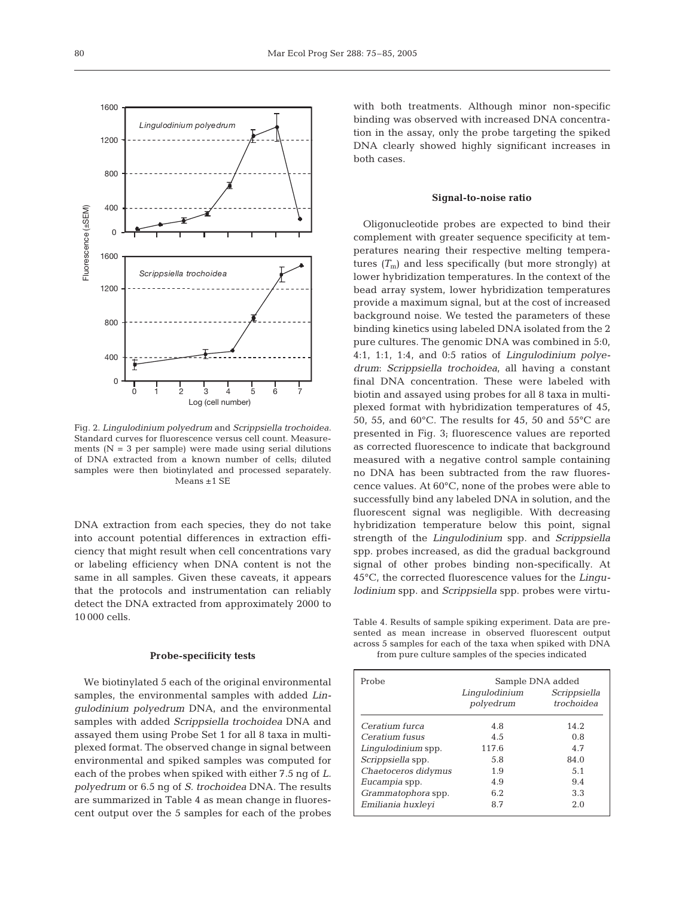Fig. 2. *Lingulodinium polyedrum* and *Scrippsiella trochoidea*. Standard curves for fluorescence versus cell count. Measurements (N = 3 per sample) were made using serial dilutions of DNA extracted from a known number of cells; diluted samples were then biotinylated and processed separately. Means ±1 SE

DNA extraction from each species, they do not take into account potential differences in extraction efficiency that might result when cell concentrations vary or labeling efficiency when DNA content is not the same in all samples. Given these caveats, it appears that the protocols and instrumentation can reliably detect the DNA extracted from approximately 2000 to 10 000 cells.

## Probe-specificity tests

We biotinylated 5 each of the original environmental samples, the environmental samples with added *Lingulodinium polyedrum* DNA, and the environmental samples with added *Scrippsiella trochoidea* DNA and assayed them using Probe Set 1 for all 8 taxa in multiplexed format. The observed change in signal between environmental and spiked samples was computed for each of the probes when spiked with either 7.5 ng of *L. polyedrum* or 6.5 ng of *S. trochoidea* DNA. The results are summarized in Table 4 as mean change in fluorescent output over the 5 samples for each of the probes with both treatments. Although minor non-specific binding was observed with increased DNA concentration in the assay, only the probe targeting the spiked DNA clearly showed highly significant increases in both cases.

Table 4. Results of sample spiking experiment. Data are presented as mean increase in observed fluorescent output across 5 samples for each of the taxa when spiked with DNA from pure culture samples of the species indicated

| Probe | Sample DNA added | |
|---|---|---|
| | *Lingulodinium polyedrum* | *Scrippsiella trochoidea* |
| *Ceratium furca* | 4.8 | 14.2 |
| *Ceratium fusus* | 4.5 | 0.8 |
| *Lingulodinium* spp. | 117.6 | 4.7 |
| *Scrippsiella* spp. | 5.8 | 84.0 |
| *Chaetoceros didymus* | 1.9 | 5.1 |
| *Eucampia* spp. | 4.9 | 9.4 |
| *Grammatophora* spp. | 6.2 | 3.3 |
| *Emiliania huxleyi* | 8.7 | 2.0 |

## Signal-to-noise ratio

Oligonucleotide probes are expected to bind their complement with greater sequence specificity at temperatures nearing their respective melting temperatures ($T_m$) and less specifically (but more strongly) at lower hybridization temperatures. In the context of the bead array system, lower hybridization temperatures provide a maximum signal, but at the cost of increased background noise. We tested the parameters of these binding kinetics using labeled DNA isolated from the 2 pure cultures. The genomic DNA was combined in 5:0, 4:1, 1:1, 1:4, and 0:5 ratios of *Lingulodinium polyedrum*: *Scrippsiella trochoidea*, all having a constant final DNA concentration. These were labeled with biotin and assayed using probes for all 8 taxa in multiplexed format with hybridization temperatures of 45, 50, 55, and 60°C. The results for 45, 50 and 55°C are presented in Fig. 3; fluorescence values are reported as corrected fluorescence to indicate that background measured with a negative control sample containing no DNA has been subtracted from the raw fluorescence values. At 60°C, none of the probes were able to successfully bind any labeled DNA in solution, and the fluorescent signal was negligible. With decreasing hybridization temperature below this point, signal strength of the *Lingulodinium* spp. and *Scrippsiella* spp. probes increased, as did the gradual background signal of other probes binding non-specifically. At 45°C, the corrected fluorescence values for the *Lingulodinium* spp. and *Scrippsiella* spp. probes were virtu-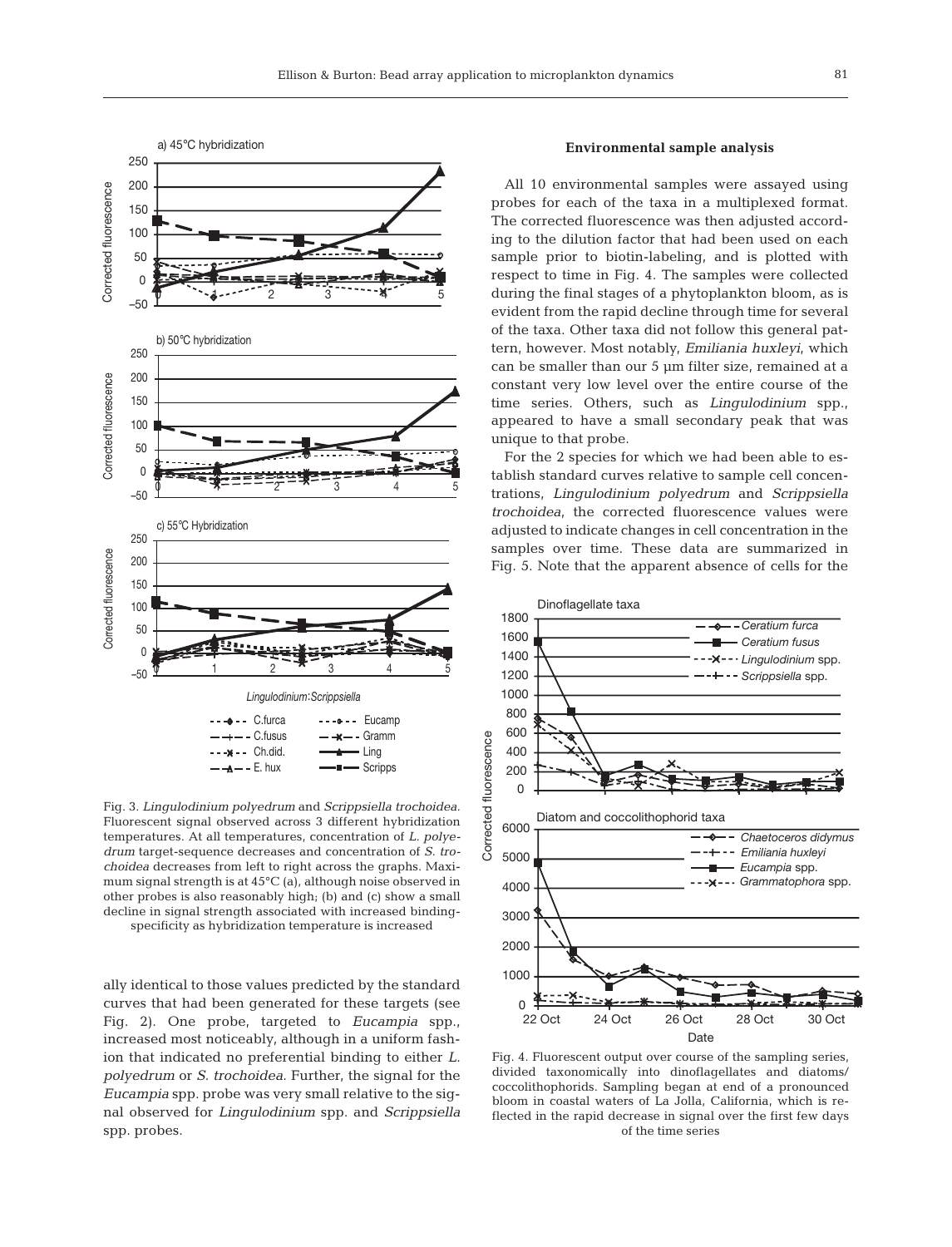Fig. 3. *Lingulodinium polyedrum* and *Scrippsiella trochoidea.* Fluorescent signal observed across 3 different hybridization temperatures. At all temperatures, concentration of *L. polyedrum* target-sequence decreases and concentration of *S. trochoidea* decreases from left to right across the graphs. Maximum signal strength is at 45°C (a), although noise observed in other probes is also reasonably high; (b) and (c) show a small decline in signal strength associated with increased binding-specificity as hybridization temperature is increased

ally identical to those values predicted by the standard curves that had been generated for these targets (see Fig. 2). One probe, targeted to *Eucampia* spp., increased most noticeably, although in a uniform fashion that indicated no preferential binding to either *L. polyedrum* or *S. trochoidea.* Further, the signal for the *Eucampia* spp. probe was very small relative to the signal observed for *Lingulodinium* spp. and *Scrippsiella* spp. probes.

### Environmental sample analysis

All 10 environmental samples were assayed using probes for each of the taxa in a multiplexed format. The corrected fluorescence was then adjusted according to the dilution factor that had been used on each sample prior to biotin-labeling, and is plotted with respect to time in Fig. 4. The samples were collected during the final stages of a phytoplankton bloom, as is evident from the rapid decline through time for several of the taxa. Other taxa did not follow this general pattern, however. Most notably, *Emiliania huxleyi*, which can be smaller than our 5 µm filter size, remained at a constant very low level over the entire course of the time series. Others, such as *Lingulodinium* spp., appeared to have a small secondary peak that was unique to that probe.

For the 2 species for which we had been able to establish standard curves relative to sample cell concentrations, *Lingulodinium polyedrum* and *Scrippsiella trochoidea*, the corrected fluorescence values were adjusted to indicate changes in cell concentration in the samples over time. These data are summarized in Fig. 5. Note that the apparent absence of cells for the

Fig. 4. Fluorescent output over course of the sampling series, divided taxonomically into dinoflagellates and diatoms/coccolithophorids. Sampling began at end of a pronounced bloom in coastal waters of La Jolla, California, which is reflected in the rapid decrease in signal over the first few days of the time series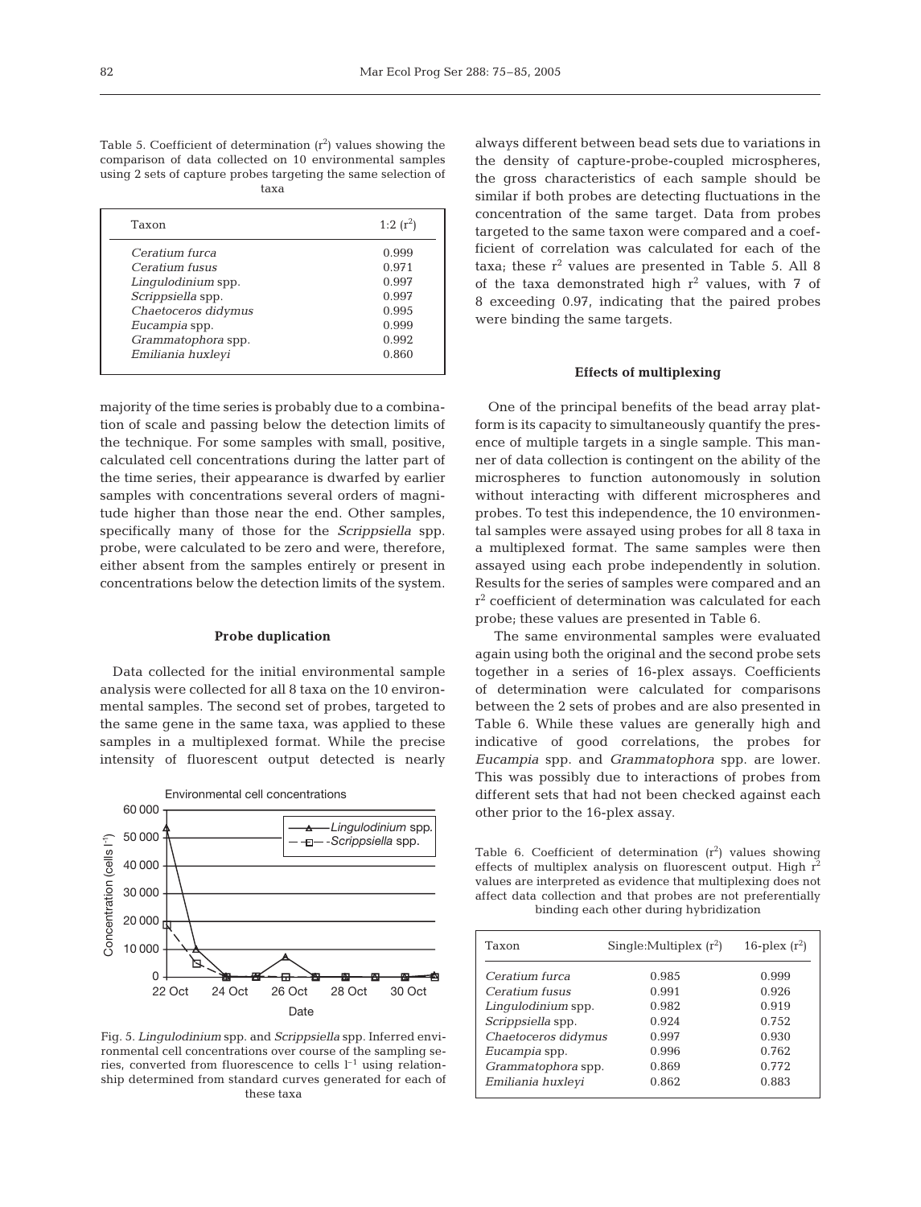Table 5. Coefficient of determination ($r^2$) values showing the comparison of data collected on 10 environmental samples using 2 sets of capture probes targeting the same selection of taxa

| Taxon | 1:2 ($r^2$) |
|---|---|
| *Ceratium furca* | 0.999 |
| *Ceratium fusus* | 0.971 |
| *Lingulodinium* spp. | 0.997 |
| *Scrippsiella* spp. | 0.997 |
| *Chaetoceros didymus* | 0.995 |
| *Eucampia* spp. | 0.999 |
| *Grammatophora* spp. | 0.992 |
| *Emiliania huxleyi* | 0.860 |

majority of the time series is probably due to a combination of scale and passing below the detection limits of the technique. For some samples with small, positive, calculated cell concentrations during the latter part of the time series, their appearance is dwarfed by earlier samples with concentrations several orders of magnitude higher than those near the end. Other samples, specifically many of those for the *Scrippsiella* spp. probe, were calculated to be zero and were, therefore, either absent from the samples entirely or present in concentrations below the detection limits of the system.

### Probe duplication

Data collected for the initial environmental sample analysis were collected for all 8 taxa on the 10 environmental samples. The second set of probes, targeted to the same gene in the same taxa, was applied to these samples in a multiplexed format. While the precise intensity of fluorescent output detected is nearly always different between bead sets due to variations in the density of capture-probe-coupled microspheres, the gross characteristics of each sample should be similar if both probes are detecting fluctuations in the concentration of the same target. Data from probes targeted to the same taxon were compared and a coefficient of correlation was calculated for each of the taxa; these $r^2$ values are presented in Table 5. All 8 of the taxa demonstrated high $r^2$ values, with 7 of 8 exceeding 0.97, indicating that the paired probes were binding the same targets.

Fig. 5. *Lingulodinium* spp. and *Scrippsiella* spp. Inferred environmental cell concentrations over course of the sampling series, converted from fluorescence to cells $l^{-1}$ using relationship determined from standard curves generated for each of these taxa

### Effects of multiplexing

One of the principal benefits of the bead array platform is its capacity to simultaneously quantify the presence of multiple targets in a single sample. This manner of data collection is contingent on the ability of the microspheres to function autonomously in solution without interacting with different microspheres and probes. To test this independence, the 10 environmental samples were assayed using probes for all 8 taxa in a multiplexed format. The same samples were then assayed using each probe independently in solution. Results for the series of samples were compared and an $r^2$ coefficient of determination was calculated for each probe; these values are presented in Table 6.

The same environmental samples were evaluated again using both the original and the second probe sets together in a series of 16-plex assays. Coefficients of determination were calculated for comparisons between the 2 sets of probes and are also presented in Table 6. While these values are generally high and indicative of good correlations, the probes for *Eucampia* spp. and *Grammatophora* spp. are lower. This was possibly due to interactions of probes from different sets that had not been checked against each other prior to the 16-plex assay.

Table 6. Coefficient of determination ($r^2$) values showing effects of multiplex analysis on fluorescent output. High $r^2$ values are interpreted as evidence that multiplexing does not affect data collection and that probes are not preferentially binding each other during hybridization

| Taxon | Single:Multiplex ($r^2$) | 16-plex ($r^2$) |
|---|---|---|
| *Ceratium furca* | 0.985 | 0.999 |
| *Ceratium fusus* | 0.991 | 0.926 |
| *Lingulodinium* spp. | 0.982 | 0.919 |
| *Scrippsiella* spp. | 0.924 | 0.752 |
| *Chaetoceros didymus* | 0.997 | 0.930 |
| *Eucampia* spp. | 0.996 | 0.762 |
| *Grammatophora* spp. | 0.869 | 0.772 |
| *Emiliania huxleyi* | 0.862 | 0.883 |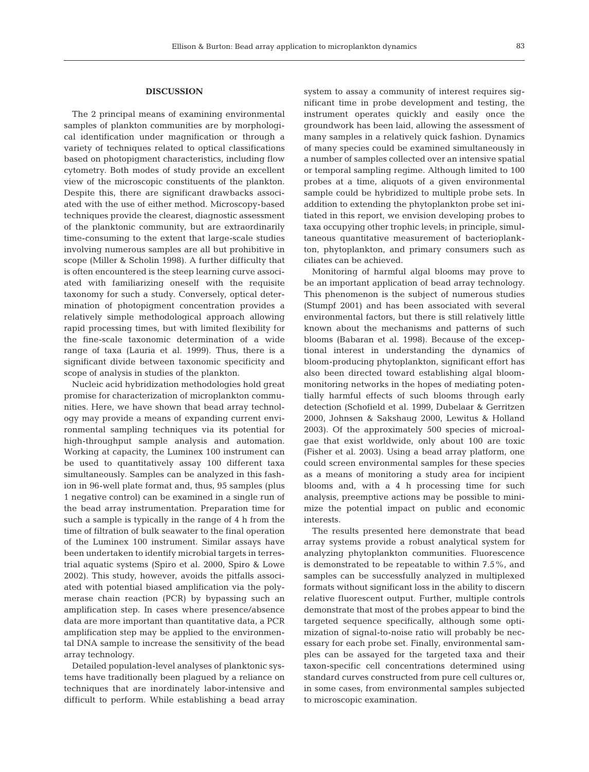## DISCUSSION

The 2 principal means of examining environmental samples of plankton communities are by morphological identification under magnification or through a variety of techniques related to optical classifications based on photopigment characteristics, including flow cytometry. Both modes of study provide an excellent view of the microscopic constituents of the plankton. Despite this, there are significant drawbacks associated with the use of either method. Microscopy-based techniques provide the clearest, diagnostic assessment of the planktonic community, but are extraordinarily time-consuming to the extent that large-scale studies involving numerous samples are all but prohibitive in scope (Miller & Scholin 1998). A further difficulty that is often encountered is the steep learning curve associated with familiarizing oneself with the requisite taxonomy for such a study. Conversely, optical determination of photopigment concentration provides a relatively simple methodological approach allowing rapid processing times, but with limited flexibility for the fine-scale taxonomic determination of a wide range of taxa (Lauria et al. 1999). Thus, there is a significant divide between taxonomic specificity and scope of analysis in studies of the plankton.

Nucleic acid hybridization methodologies hold great promise for characterization of microplankton communities. Here, we have shown that bead array technology may provide a means of expanding current environmental sampling techniques via its potential for high-throughput sample analysis and automation. Working at capacity, the Luminex 100 instrument can be used to quantitatively assay 100 different taxa simultaneously. Samples can be analyzed in this fashion in 96-well plate format and, thus, 95 samples (plus 1 negative control) can be examined in a single run of the bead array instrumentation. Preparation time for such a sample is typically in the range of 4 h from the time of filtration of bulk seawater to the final operation of the Luminex 100 instrument. Similar assays have been undertaken to identify microbial targets in terrestrial aquatic systems (Spiro et al. 2000, Spiro & Lowe 2002). This study, however, avoids the pitfalls associated with potential biased amplification via the polymerase chain reaction (PCR) by bypassing such an amplification step. In cases where presence/absence data are more important than quantitative data, a PCR amplification step may be applied to the environmental DNA sample to increase the sensitivity of the bead array technology.

Detailed population-level analyses of planktonic systems have traditionally been plagued by a reliance on techniques that are inordinately labor-intensive and difficult to perform. While establishing a bead array system to assay a community of interest requires significant time in probe development and testing, the instrument operates quickly and easily once the groundwork has been laid, allowing the assessment of many samples in a relatively quick fashion. Dynamics of many species could be examined simultaneously in a number of samples collected over an intensive spatial or temporal sampling regime. Although limited to 100 probes at a time, aliquots of a given environmental sample could be hybridized to multiple probe sets. In addition to extending the phytoplankton probe set initiated in this report, we envision developing probes to taxa occupying other trophic levels; in principle, simultaneous quantitative measurement of bacterioplankton, phytoplankton, and primary consumers such as ciliates can be achieved.

Monitoring of harmful algal blooms may prove to be an important application of bead array technology. This phenomenon is the subject of numerous studies (Stumpf 2001) and has been associated with several environmental factors, but there is still relatively little known about the mechanisms and patterns of such blooms (Babaran et al. 1998). Because of the exceptional interest in understanding the dynamics of bloom-producing phytoplankton, significant effort has also been directed toward establishing algal bloom-monitoring networks in the hopes of mediating potentially harmful effects of such blooms through early detection (Schofield et al. 1999, Dubelaar & Gerritzen 2000, Johnsen & Sakshaug 2000, Lewitus & Holland 2003). Of the approximately 500 species of microalgae that exist worldwide, only about 100 are toxic (Fisher et al. 2003). Using a bead array platform, one could screen environmental samples for these species as a means of monitoring a study area for incipient blooms and, with a 4 h processing time for such analysis, preemptive actions may be possible to minimize the potential impact on public and economic interests.

The results presented here demonstrate that bead array systems provide a robust analytical system for analyzing phytoplankton communities. Fluorescence is demonstrated to be repeatable to within 7.5%, and samples can be successfully analyzed in multiplexed formats without significant loss in the ability to discern relative fluorescent output. Further, multiple controls demonstrate that most of the probes appear to bind the targeted sequence specifically, although some optimization of signal-to-noise ratio will probably be necessary for each probe set. Finally, environmental samples can be assayed for the targeted taxa and their taxon-specific cell concentrations determined using standard curves constructed from pure cell cultures or, in some cases, from environmental samples subjected to microscopic examination.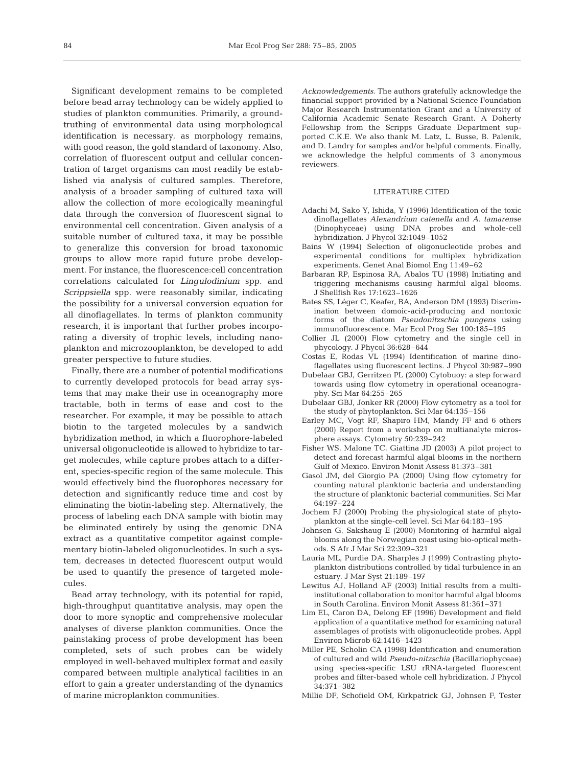Significant development remains to be completed before bead array technology can be widely applied to studies of plankton communities. Primarily, a ground-truthing of environmental data using morphological identification is necessary, as morphology remains, with good reason, the gold standard of taxonomy. Also, correlation of fluorescent output and cellular concentration of target organisms can most readily be established via analysis of cultured samples. Therefore, analysis of a broader sampling of cultured taxa will allow the collection of more ecologically meaningful data through the conversion of fluorescent signal to environmental cell concentration. Given analysis of a suitable number of cultured taxa, it may be possible to generalize this conversion for broad taxonomic groups to allow more rapid future probe development. For instance, the fluorescence:cell concentration correlations calculated for *Lingulodinium* spp. and *Scrippsiella* spp. were reasonably similar, indicating the possibility for a universal conversion equation for all dinoflagellates. In terms of plankton community research, it is important that further probes incorporating a diversity of trophic levels, including nanoplankton and microzooplankton, be developed to add greater perspective to future studies.

Finally, there are a number of potential modifications to currently developed protocols for bead array systems that may make their use in oceanography more tractable, both in terms of ease and cost to the researcher. For example, it may be possible to attach biotin to the targeted molecules by a sandwich hybridization method, in which a fluorophore-labeled universal oligonucleotide is allowed to hybridize to target molecules, while capture probes attach to a different, species-specific region of the same molecule. This would effectively bind the fluorophores necessary for detection and significantly reduce time and cost by eliminating the biotin-labeling step. Alternatively, the process of labeling each DNA sample with biotin may be eliminated entirely by using the genomic DNA extract as a quantitative competitor against complementary biotin-labeled oligonucleotides. In such a system, decreases in detected fluorescent output would be used to quantify the presence of targeted molecules.

Bead array technology, with its potential for rapid, high-throughput quantitative analysis, may open the door to more synoptic and comprehensive molecular analyses of diverse plankton communities. Once the painstaking process of probe development has been completed, sets of such probes can be widely employed in well-behaved multiplex format and easily compared between multiple analytical facilities in an effort to gain a greater understanding of the dynamics of marine microplankton communities.

*Acknowledgements.* The authors gratefully acknowledge the financial support provided by a National Science Foundation Major Research Instrumentation Grant and a University of California Academic Senate Research Grant. A Doherty Fellowship from the Scripps Graduate Department supported C.K.E. We also thank M. Latz, L. Busse, B. Palenik, and D. Landry for samples and/or helpful comments. Finally, we acknowledge the helpful comments of 3 anonymous reviewers.

## LITERATURE CITED

Adachi M, Sako Y, Ishida, Y (1996) Identification of the toxic dinoflagellates *Alexandrium catenella* and *A. tamarense* (Dinophyceae) using DNA probes and whole-cell hybridization. J Phycol 32:1049–1052

Bains W (1994) Selection of oligonucleotide probes and experimental conditions for multiplex hybridization experiments. Genet Anal Biomol Eng 11:49–62

Barbaran RP, Espinosa RA, Abalos TU (1998) Initiating and triggering mechanisms causing harmful algal blooms. J Shellfish Res 17:1623–1626

Bates SS, Léger C, Keafer, BA, Anderson DM (1993) Discrimination between domoic-acid-producing and nontoxic forms of the diatom *Pseudonitzschia pungens* using immunofluorescence. Mar Ecol Prog Ser 100:185–195

Collier JL (2000) Flow cytometry and the single cell in phycology. J Phycol 36:628–644

Costas E, Rodas VL (1994) Identification of marine dinoflagellates using fluorescent lectins. J Phycol 30:987–990

Dubelaar GBJ, Gerritzen PL (2000) Cytobuoy: a step forward towards using flow cytometry in operational oceanography. Sci Mar 64:255–265

Dubelaar GBJ, Jonker RR (2000) Flow cytometry as a tool for the study of phytoplankton. Sci Mar 64:135–156

Earley MC, Vogt RF, Shapiro HM, Mandy FF and 6 others (2000) Report from a workshop on multianalyte microsphere assays. Cytometry 50:239–242

Fisher WS, Malone TC, Giattina JD (2003) A pilot project to detect and forecast harmful algal blooms in the northern Gulf of Mexico. Environ Monit Assess 81:373–381

Gasol JM, del Giorgio PA (2000) Using flow cytometry for counting natural planktonic bacteria and understanding the structure of planktonic bacterial communities. Sci Mar 64:197–224

Jochem FJ (2000) Probing the physiological state of phytoplankton at the single-cell level. Sci Mar 64:183–195

Johnsen G, Sakshaug E (2000) Monitoring of harmful algal blooms along the Norwegian coast using bio-optical methods. S Afr J Mar Sci 22:309–321

Lauria ML, Purdie DA, Sharples J (1999) Contrasting phytoplankton distributions controlled by tidal turbulence in an estuary. J Mar Syst 21:189–197

Lewitus AJ, Holland AF (2003) Initial results from a multi-institutional collaboration to monitor harmful algal blooms in South Carolina. Environ Monit Assess 81:361–371

Lim EL, Caron DA, Delong EF (1996) Development and field application of a quantitative method for examining natural assemblages of protists with oligonucleotide probes. Appl Environ Microb 62:1416–1423

Miller PE, Scholin CA (1998) Identification and enumeration of cultured and wild *Pseudo-nitzschia* (Bacillariophyceae) using species-specific LSU rRNA-targeted fluorescent probes and filter-based whole cell hybridization. J Phycol 34:371–382

Millie DF, Schofield OM, Kirkpatrick GJ, Johnsen F, Tester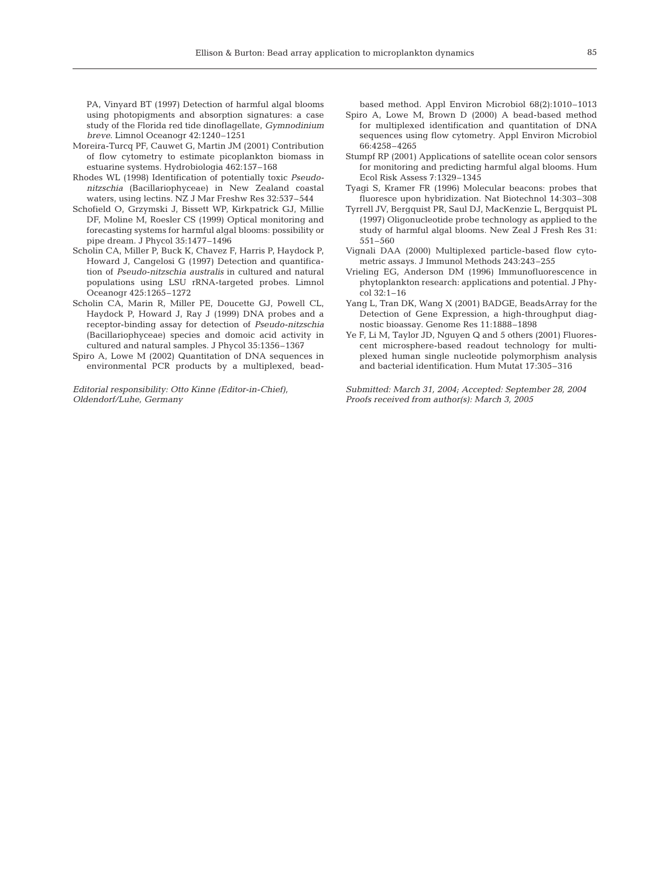PA, Vinyard BT (1997) Detection of harmful algal blooms using photopigments and absorption signatures: a case study of the Florida red tide dinoflagellate, *Gymnodinium breve*. Limnol Oceanogr 42:1240–1251

Moreira-Turcq PF, Cauwet G, Martin JM (2001) Contribution of flow cytometry to estimate picoplankton biomass in estuarine systems. Hydrobiologia 462:157–168

Rhodes WL (1998) Identification of potentially toxic *Pseudo-nitzschia* (Bacillariophyceae) in New Zealand coastal waters, using lectins. NZ J Mar Freshw Res 32:537–544

Schofield O, Grzymski J, Bissett WP, Kirkpatrick GJ, Millie DF, Moline M, Roesler CS (1999) Optical monitoring and forecasting systems for harmful algal blooms: possibility or pipe dream. J Phycol 35:1477–1496

Scholin CA, Miller P, Buck K, Chavez F, Harris P, Haydock P, Howard J, Cangelosi G (1997) Detection and quantification of *Pseudo-nitzschia australis* in cultured and natural populations using LSU rRNA-targeted probes. Limnol Oceanogr 425:1265–1272

Scholin CA, Marin R, Miller PE, Doucette GJ, Powell CL, Haydock P, Howard J, Ray J (1999) DNA probes and a receptor-binding assay for detection of *Pseudo-nitzschia* (Bacillariophyceae) species and domoic acid activity in cultured and natural samples. J Phycol 35:1356–1367

Spiro A, Lowe M (2002) Quantitation of DNA sequences in environmental PCR products by a multiplexed, bead-based method. Appl Environ Microbiol 68(2):1010–1013

Spiro A, Lowe M, Brown D (2000) A bead-based method for multiplexed identification and quantitation of DNA sequences using flow cytometry. Appl Environ Microbiol 66:4258–4265

Stumpf RP (2001) Applications of satellite ocean color sensors for monitoring and predicting harmful algal blooms. Hum Ecol Risk Assess 7:1329–1345

Tyagi S, Kramer FR (1996) Molecular beacons: probes that fluoresce upon hybridization. Nat Biotechnol 14:303–308

Tyrrell JV, Bergquist PR, Saul DJ, MacKenzie L, Bergquist PL (1997) Oligonucleotide probe technology as applied to the study of harmful algal blooms. New Zeal J Fresh Res 31: 551–560

Vignali DAA (2000) Multiplexed particle-based flow cytometric assays. J Immunol Methods 243:243–255

Vrieling EG, Anderson DM (1996) Immunofluorescence in phytoplankton research: applications and potential. J Phycol 32:1–16

Yang L, Tran DK, Wang X (2001) BADGE, BeadsArray for the Detection of Gene Expression, a high-throughput diagnostic bioassay. Genome Res 11:1888–1898

Ye F, Li M, Taylor JD, Nguyen Q and 5 others (2001) Fluorescent microsphere-based readout technology for multiplexed human single nucleotide polymorphism analysis and bacterial identification. Hum Mutat 17:305–316

*Editorial responsibility: Otto Kinne (Editor-in-Chief), Oldendorf/Luhe, Germany*

*Submitted: March 31, 2004; Accepted: September 28, 2004*
*Proofs received from author(s): March 3, 2005*